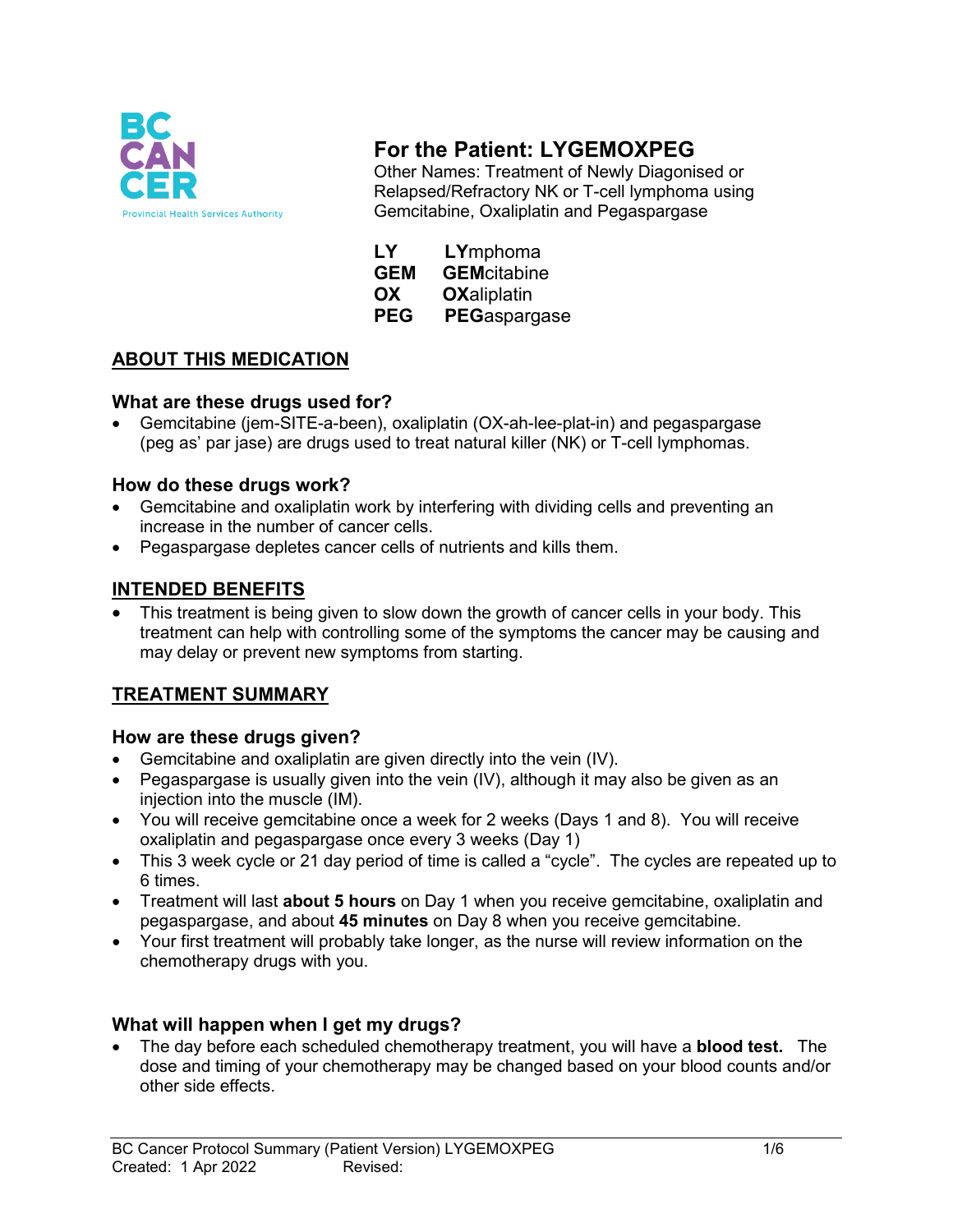# For the Patient: LYGEMOXPEG

Other Names: Treatment of Newly Diagonised or Relapsed/Refractory NK or T-cell lymphoma using Gemcitabine, Oxaliplatin and Pegaspargase

| | |
|---|---|
| **LY** | **LY**mphoma |
| **GEM** | **GEM**citabine |
| **OX** | **OX**aliplatin |
| **PEG** | **PEG**aspargase |

## ABOUT THIS MEDICATION

### What are these drugs used for?

- Gemcitabine (jem-SITE-a-been), oxaliplatin (OX-ah-lee-plat-in) and pegaspargase (peg as' par jase) are drugs used to treat natural killer (NK) or T-cell lymphomas.

### How do these drugs work?

- Gemcitabine and oxaliplatin work by interfering with dividing cells and preventing an increase in the number of cancer cells.
- Pegaspargase depletes cancer cells of nutrients and kills them.

## INTENDED BENEFITS

- This treatment is being given to slow down the growth of cancer cells in your body. This treatment can help with controlling some of the symptoms the cancer may be causing and may delay or prevent new symptoms from starting.

## TREATMENT SUMMARY

### How are these drugs given?

- Gemcitabine and oxaliplatin are given directly into the vein (IV).
- Pegaspargase is usually given into the vein (IV), although it may also be given as an injection into the muscle (IM).
- You will receive gemcitabine once a week for 2 weeks (Days 1 and 8). You will receive oxaliplatin and pegaspargase once every 3 weeks (Day 1)
- This 3 week cycle or 21 day period of time is called a "cycle". The cycles are repeated up to 6 times.
- Treatment will last **about 5 hours** on Day 1 when you receive gemcitabine, oxaliplatin and pegaspargase, and about **45 minutes** on Day 8 when you receive gemcitabine.
- Your first treatment will probably take longer, as the nurse will review information on the chemotherapy drugs with you.

### What will happen when I get my drugs?

- The day before each scheduled chemotherapy treatment, you will have a **blood test.** The dose and timing of your chemotherapy may be changed based on your blood counts and/or other side effects.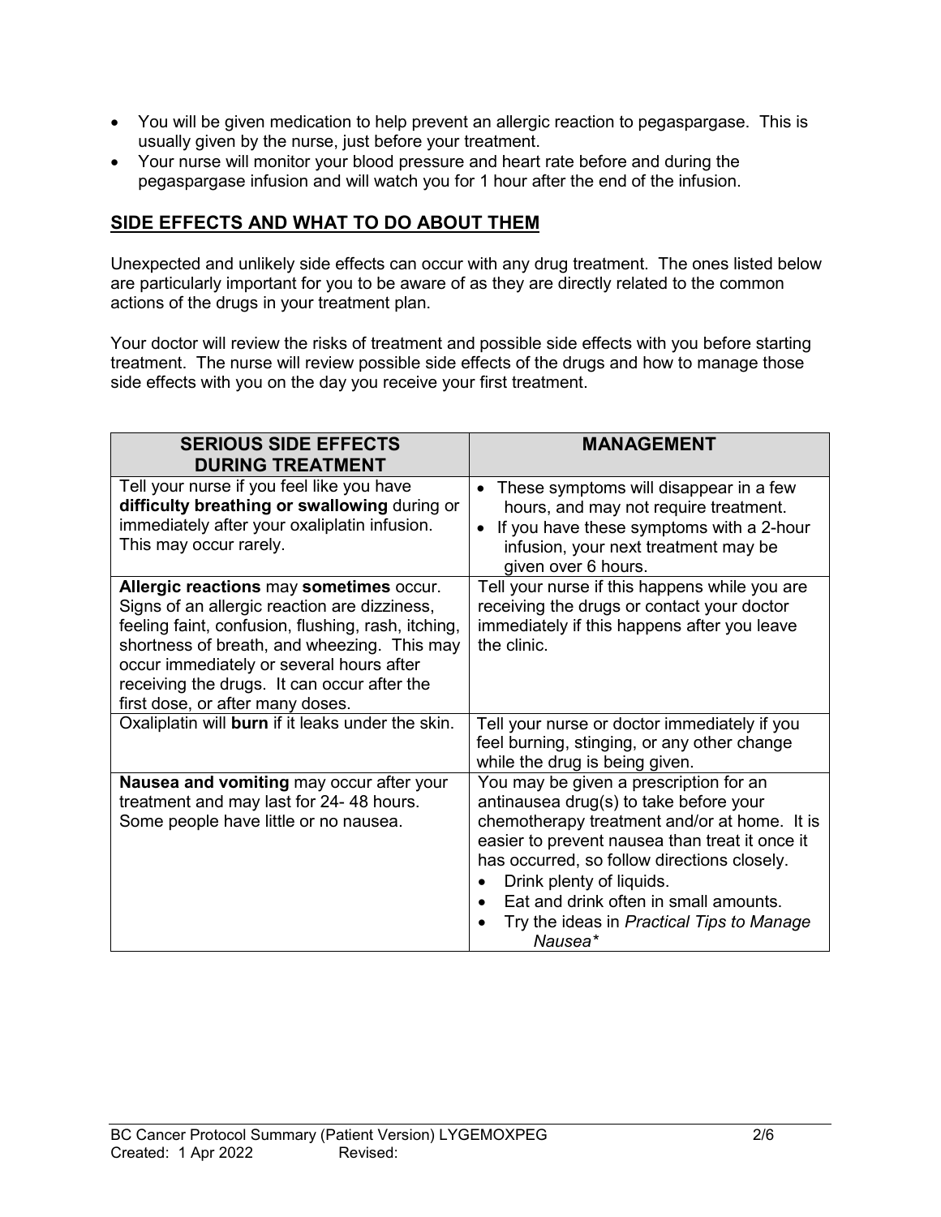- You will be given medication to help prevent an allergic reaction to pegaspargase. This is usually given by the nurse, just before your treatment.
- Your nurse will monitor your blood pressure and heart rate before and during the pegaspargase infusion and will watch you for 1 hour after the end of the infusion.

## SIDE EFFECTS AND WHAT TO DO ABOUT THEM

Unexpected and unlikely side effects can occur with any drug treatment. The ones listed below are particularly important for you to be aware of as they are directly related to the common actions of the drugs in your treatment plan.

Your doctor will review the risks of treatment and possible side effects with you before starting treatment. The nurse will review possible side effects of the drugs and how to manage those side effects with you on the day you receive your first treatment.

| SERIOUS SIDE EFFECTS DURING TREATMENT | MANAGEMENT |
|---|---|
| Tell your nurse if you feel like you have **difficulty breathing or swallowing** during or immediately after your oxaliplatin infusion. This may occur rarely. | • These symptoms will disappear in a few hours, and may not require treatment.<br>• If you have these symptoms with a 2-hour infusion, your next treatment may be given over 6 hours. |
| **Allergic reactions** may **sometimes** occur. Signs of an allergic reaction are dizziness, feeling faint, confusion, flushing, rash, itching, shortness of breath, and wheezing. This may occur immediately or several hours after receiving the drugs. It can occur after the first dose, or after many doses. | Tell your nurse if this happens while you are receiving the drugs or contact your doctor immediately if this happens after you leave the clinic. |
| Oxaliplatin will **burn** if it leaks under the skin. | Tell your nurse or doctor immediately if you feel burning, stinging, or any other change while the drug is being given. |
| **Nausea and vomiting** may occur after your treatment and may last for 24- 48 hours. Some people have little or no nausea. | You may be given a prescription for an antinausea drug(s) to take before your chemotherapy treatment and/or at home. It is easier to prevent nausea than treat it once it has occurred, so follow directions closely.<br>• Drink plenty of liquids.<br>• Eat and drink often in small amounts.<br>• Try the ideas in *Practical Tips to Manage Nausea\** |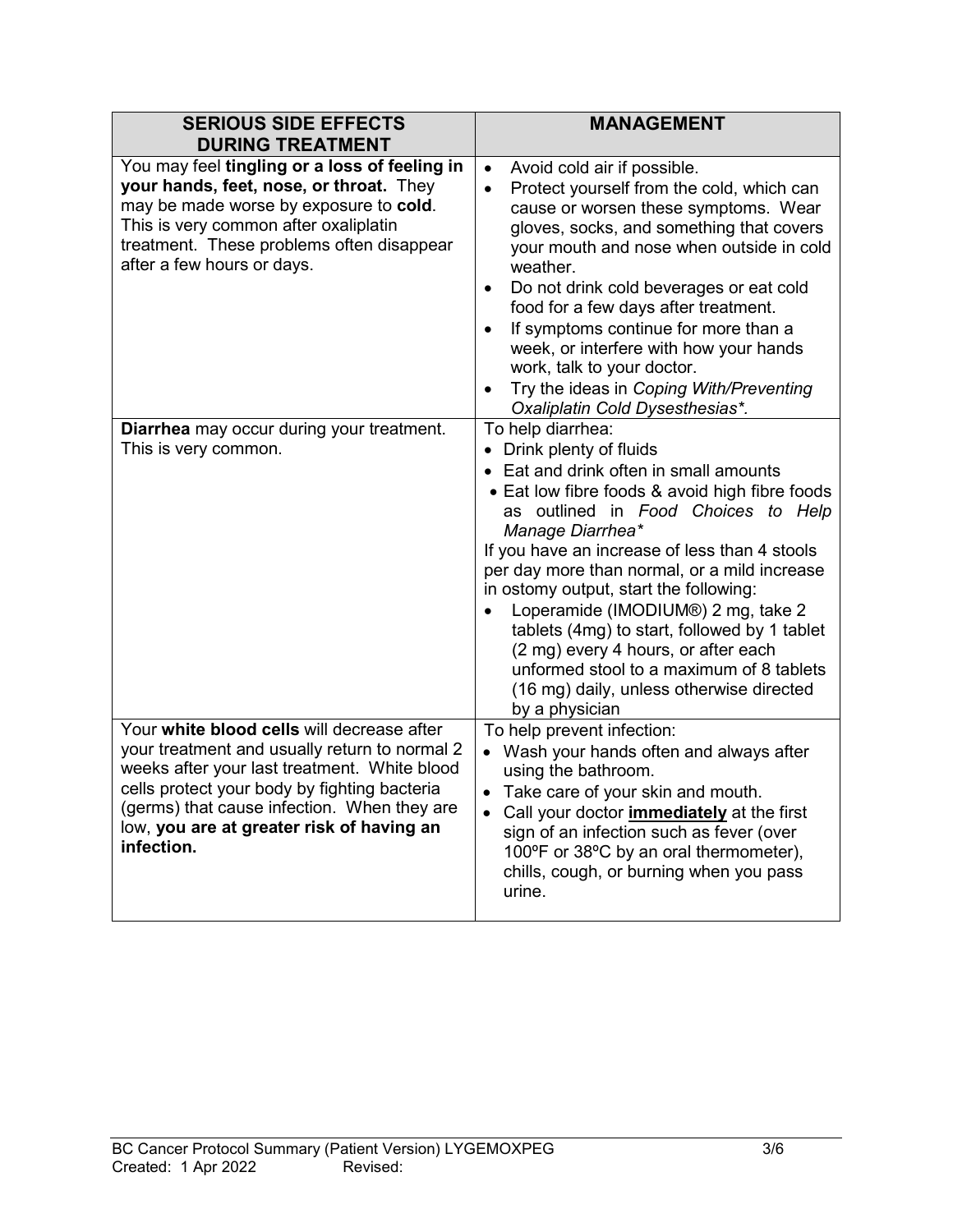| SERIOUS SIDE EFFECTS DURING TREATMENT | MANAGEMENT |
| --- | --- |
| You may feel **tingling or a loss of feeling in your hands, feet, nose, or throat.** They may be made worse by exposure to **cold**. This is very common after oxaliplatin treatment. These problems often disappear after a few hours or days. | • Avoid cold air if possible.<br>• Protect yourself from the cold, which can cause or worsen these symptoms. Wear gloves, socks, and something that covers your mouth and nose when outside in cold weather.<br>• Do not drink cold beverages or eat cold food for a few days after treatment.<br>• If symptoms continue for more than a week, or interfere with how your hands work, talk to your doctor.<br>• Try the ideas in *Coping With/Preventing Oxaliplatin Cold Dysesthesias\*.* |
| **Diarrhea** may occur during your treatment. This is very common. | To help diarrhea:<br>• Drink plenty of fluids<br>• Eat and drink often in small amounts<br>• Eat low fibre foods & avoid high fibre foods as outlined in *Food Choices to Help Manage Diarrhea\**<br>If you have an increase of less than 4 stools per day more than normal, or a mild increase in ostomy output, start the following:<br>• Loperamide (IMODIUM®) 2 mg, take 2 tablets (4mg) to start, followed by 1 tablet (2 mg) every 4 hours, or after each unformed stool to a maximum of 8 tablets (16 mg) daily, unless otherwise directed by a physician |
| Your **white blood cells** will decrease after your treatment and usually return to normal 2 weeks after your last treatment. White blood cells protect your body by fighting bacteria (germs) that cause infection. When they are low, **you are at greater risk of having an infection.** | To help prevent infection:<br>• Wash your hands often and always after using the bathroom.<br>• Take care of your skin and mouth.<br>• Call your doctor **<u>immediately</u>** at the first sign of an infection such as fever (over 100ºF or 38ºC by an oral thermometer), chills, cough, or burning when you pass urine. |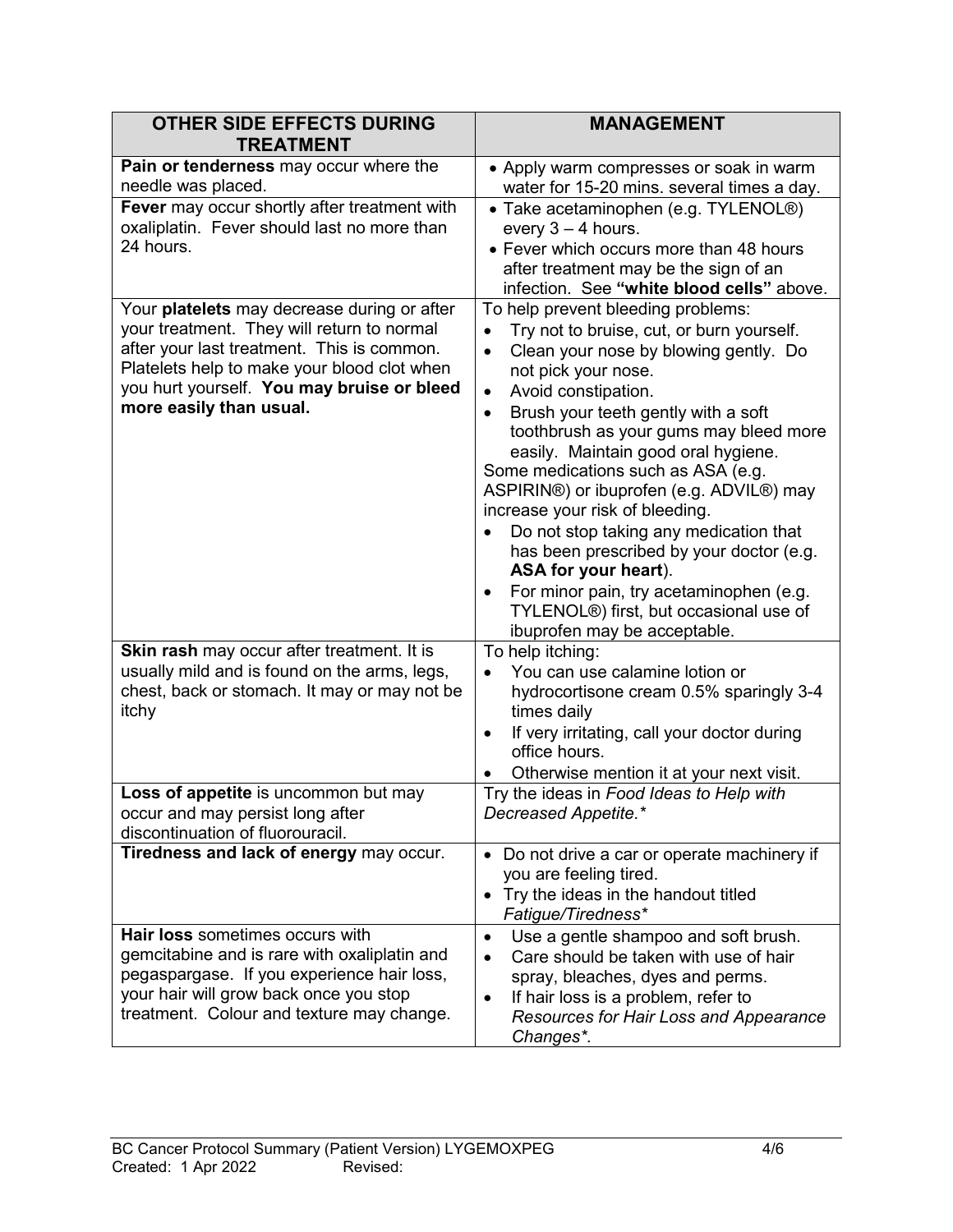| OTHER SIDE EFFECTS DURING TREATMENT | MANAGEMENT |
|---|---|
| **Pain or tenderness** may occur where the needle was placed. | • Apply warm compresses or soak in warm water for 15-20 mins. several times a day. |
| **Fever** may occur shortly after treatment with oxaliplatin. Fever should last no more than 24 hours. | • Take acetaminophen (e.g. TYLENOL®) every 3 – 4 hours.<br>• Fever which occurs more than 48 hours after treatment may be the sign of an infection. See **"white blood cells"** above. |
| Your **platelets** may decrease during or after your treatment. They will return to normal after your last treatment. This is common. Platelets help to make your blood clot when you hurt yourself. **You may bruise or bleed more easily than usual.** | To help prevent bleeding problems:<br>• Try not to bruise, cut, or burn yourself.<br>• Clean your nose by blowing gently. Do not pick your nose.<br>• Avoid constipation.<br>• Brush your teeth gently with a soft toothbrush as your gums may bleed more easily. Maintain good oral hygiene.<br>Some medications such as ASA (e.g. ASPIRIN®) or ibuprofen (e.g. ADVIL®) may increase your risk of bleeding.<br>• Do not stop taking any medication that has been prescribed by your doctor (e.g. **ASA for your heart**).<br>• For minor pain, try acetaminophen (e.g. TYLENOL®) first, but occasional use of ibuprofen may be acceptable. |
| **Skin rash** may occur after treatment. It is usually mild and is found on the arms, legs, chest, back or stomach. It may or may not be itchy | To help itching:<br>• You can use calamine lotion or hydrocortisone cream 0.5% sparingly 3-4 times daily<br>• If very irritating, call your doctor during office hours.<br>• Otherwise mention it at your next visit. |
| **Loss of appetite** is uncommon but may occur and may persist long after discontinuation of fluorouracil. | Try the ideas in *Food Ideas to Help with Decreased Appetite.** |
| **Tiredness and lack of energy** may occur. | • Do not drive a car or operate machinery if you are feeling tired.<br>• Try the ideas in the handout titled *Fatigue/Tiredness** |
| **Hair loss** sometimes occurs with gemcitabine and is rare with oxaliplatin and pegaspargase. If you experience hair loss, your hair will grow back once you stop treatment. Colour and texture may change. | • Use a gentle shampoo and soft brush.<br>• Care should be taken with use of hair spray, bleaches, dyes and perms.<br>• If hair loss is a problem, refer to *Resources for Hair Loss and Appearance Changes**. |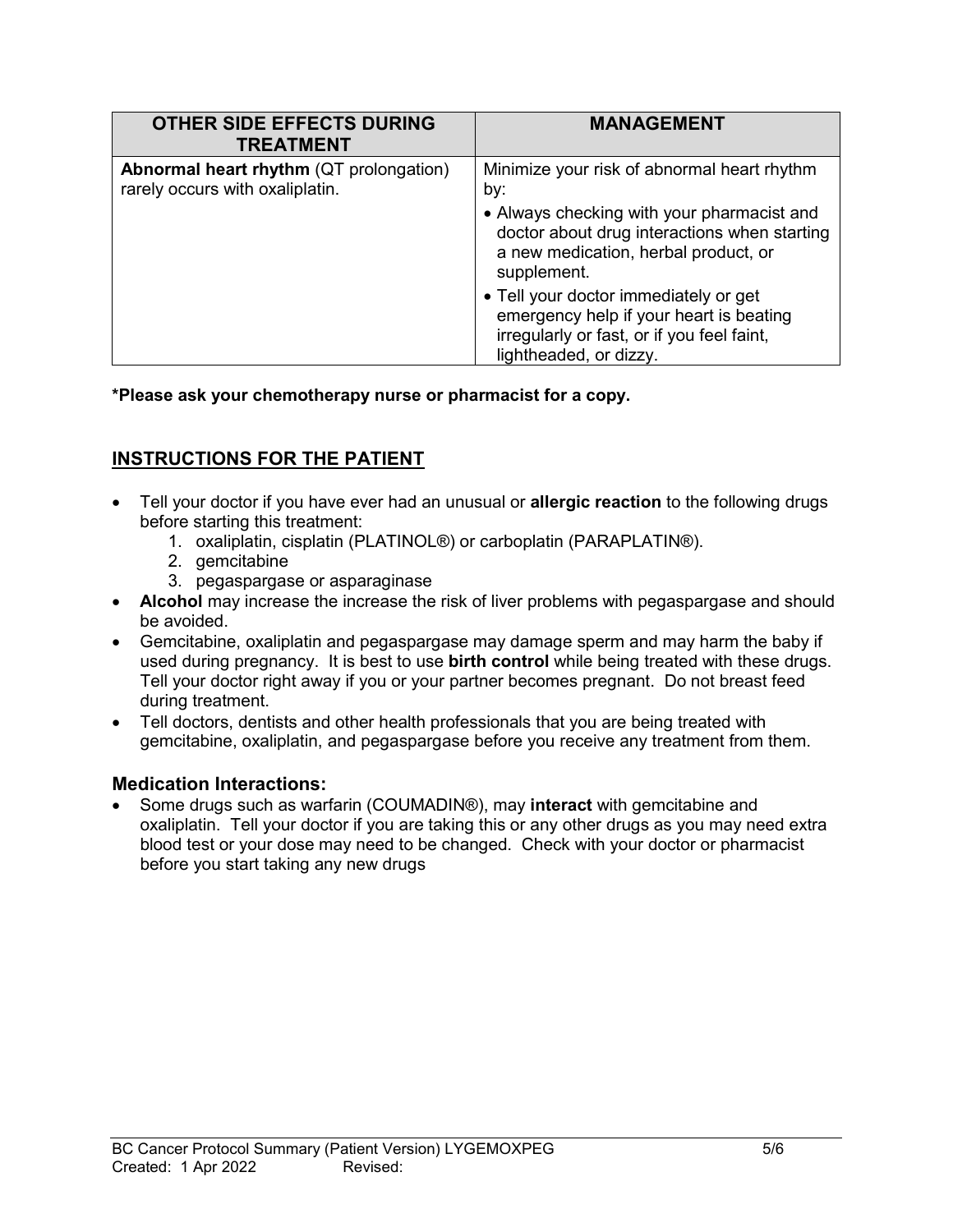| OTHER SIDE EFFECTS DURING TREATMENT | MANAGEMENT |
| --- | --- |
| **Abnormal heart rhythm** (QT prolongation) rarely occurs with oxaliplatin. | Minimize your risk of abnormal heart rhythm by:<br>• Always checking with your pharmacist and doctor about drug interactions when starting a new medication, herbal product, or supplement.<br>• Tell your doctor immediately or get emergency help if your heart is beating irregularly or fast, or if you feel faint, lightheaded, or dizzy. |

**\*Please ask your chemotherapy nurse or pharmacist for a copy.**

## INSTRUCTIONS FOR THE PATIENT

- Tell your doctor if you have ever had an unusual or **allergic reaction** to the following drugs before starting this treatment:
    1. oxaliplatin, cisplatin (PLATINOL®) or carboplatin (PARAPLATIN®).
    2. gemcitabine
    3. pegaspargase or asparaginase
- **Alcohol** may increase the increase the risk of liver problems with pegaspargase and should be avoided.
- Gemcitabine, oxaliplatin and pegaspargase may damage sperm and may harm the baby if used during pregnancy. It is best to use **birth control** while being treated with these drugs. Tell your doctor right away if you or your partner becomes pregnant. Do not breast feed during treatment.
- Tell doctors, dentists and other health professionals that you are being treated with gemcitabine, oxaliplatin, and pegaspargase before you receive any treatment from them.

### Medication Interactions:

- Some drugs such as warfarin (COUMADIN®), may **interact** with gemcitabine and oxaliplatin. Tell your doctor if you are taking this or any other drugs as you may need extra blood test or your dose may need to be changed. Check with your doctor or pharmacist before you start taking any new drugs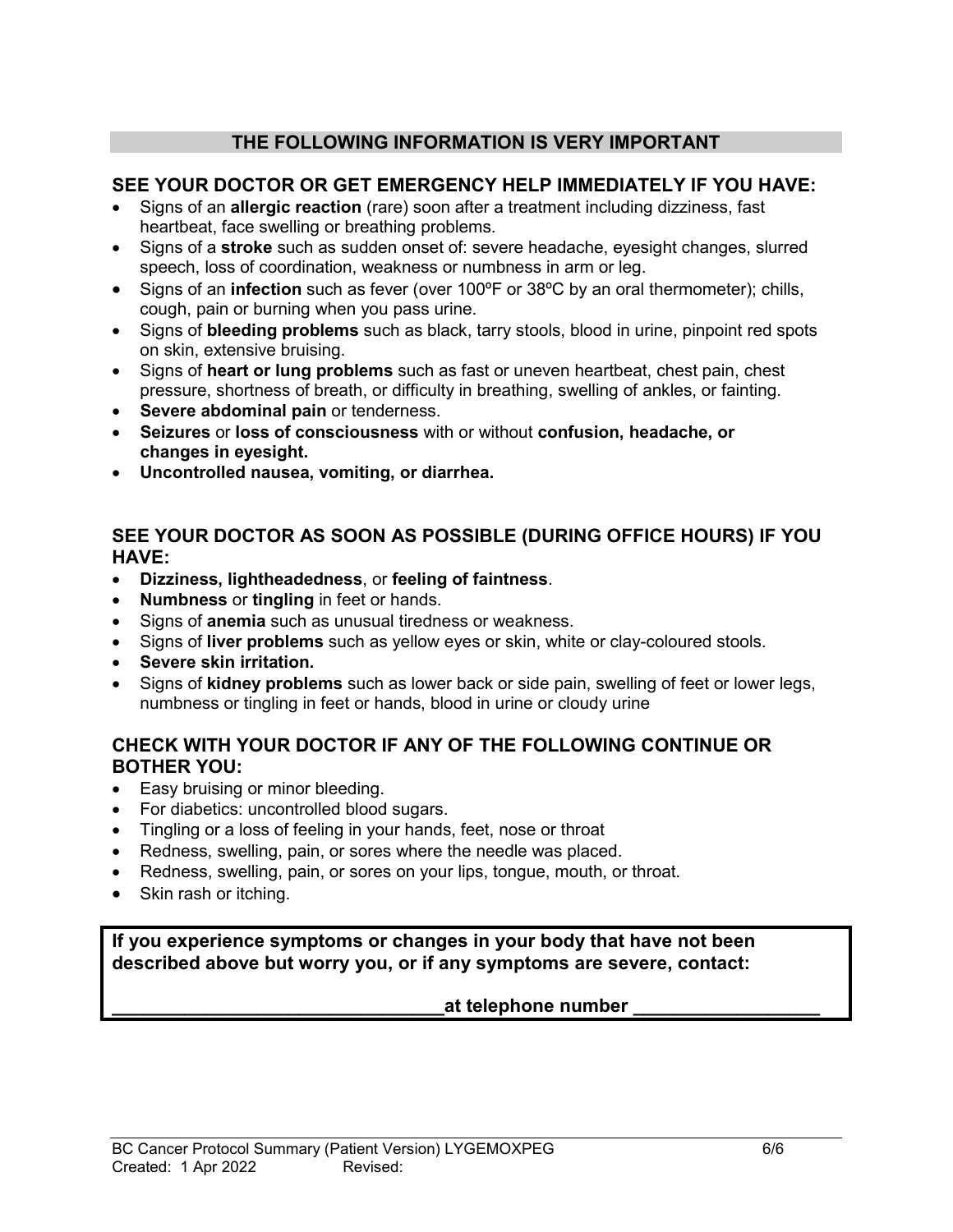## THE FOLLOWING INFORMATION IS VERY IMPORTANT

### SEE YOUR DOCTOR OR GET EMERGENCY HELP IMMEDIATELY IF YOU HAVE:

- Signs of an **allergic reaction** (rare) soon after a treatment including dizziness, fast heartbeat, face swelling or breathing problems.
- Signs of a **stroke** such as sudden onset of: severe headache, eyesight changes, slurred speech, loss of coordination, weakness or numbness in arm or leg.
- Signs of an **infection** such as fever (over 100ºF or 38ºC by an oral thermometer); chills, cough, pain or burning when you pass urine.
- Signs of **bleeding problems** such as black, tarry stools, blood in urine, pinpoint red spots on skin, extensive bruising.
- Signs of **heart or lung problems** such as fast or uneven heartbeat, chest pain, chest pressure, shortness of breath, or difficulty in breathing, swelling of ankles, or fainting.
- **Severe abdominal pain** or tenderness.
- **Seizures** or **loss of consciousness** with or without **confusion, headache, or changes in eyesight.**
- **Uncontrolled nausea, vomiting, or diarrhea.**

### SEE YOUR DOCTOR AS SOON AS POSSIBLE (DURING OFFICE HOURS) IF YOU HAVE:

- **Dizziness, lightheadedness**, or **feeling of faintness**.
- **Numbness** or **tingling** in feet or hands.
- Signs of **anemia** such as unusual tiredness or weakness.
- Signs of **liver problems** such as yellow eyes or skin, white or clay-coloured stools.
- **Severe skin irritation.**
- Signs of **kidney problems** such as lower back or side pain, swelling of feet or lower legs, numbness or tingling in feet or hands, blood in urine or cloudy urine

### CHECK WITH YOUR DOCTOR IF ANY OF THE FOLLOWING CONTINUE OR BOTHER YOU:

- Easy bruising or minor bleeding.
- For diabetics: uncontrolled blood sugars.
- Tingling or a loss of feeling in your hands, feet, nose or throat
- Redness, swelling, pain, or sores where the needle was placed.
- Redness, swelling, pain, or sores on your lips, tongue, mouth, or throat.
- Skin rash or itching.

**If you experience symptoms or changes in your body that have not been described above but worry you, or if any symptoms are severe, contact:**

**________________________________at telephone number __________________**